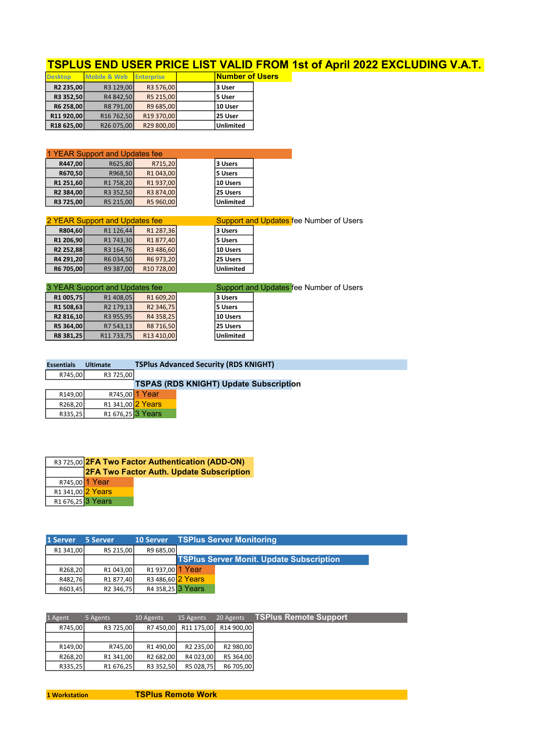# TSPLUS END USER PRICE LIST VALID FROM 1st of April 2022 EXCLUDING V.A.T.

| Desktop | Mobile & Web | Enterprise | | Number of Users |
|---|---|---|---|---|
| **R2 235,00** | R3 129,00 | R3 576,00 | | **3 User** |
| **R3 352,50** | R4 842,50 | R5 215,00 | | **5 User** |
| **R6 258,00** | R8 791,00 | R9 685,00 | | **10 User** |
| **R11 920,00** | R16 762,50 | R19 370,00 | | **25 User** |
| **R18 625,00** | R26 075,00 | R29 800,00 | | **Unlimited** |

| 1 YEAR Support and Updates fee | | | | |
|---|---|---|---|---|
| **R447,00** | R625,80 | R715,20 | | **3 Users** |
| **R670,50** | R968,50 | R1 043,00 | | **5 Users** |
| **R1 251,60** | R1 758,20 | R1 937,00 | | **10 Users** |
| **R2 384,00** | R3 352,50 | R3 874,00 | | **25 Users** |
| **R3 725,00** | R5 215,00 | R5 960,00 | | **Unlimited** |

| 2 YEAR Support and Updates fee | | | | Support and Updates fee Number of Users |
|---|---|---|---|---|
| **R804,60** | R1 126,44 | R1 287,36 | | **3 Users** |
| **R1 206,90** | R1 743,30 | R1 877,40 | | **5 Users** |
| **R2 252,88** | R3 164,76 | R3 486,60 | | **10 Users** |
| **R4 291,20** | R6 034,50 | R6 973,20 | | **25 Users** |
| **R6 705,00** | R9 387,00 | R10 728,00 | | **Unlimited** |

| 3 YEAR Support and Updates fee | | | | Support and Updates fee Number of Users |
|---|---|---|---|---|
| **R1 005,75** | R1 408,05 | R1 609,20 | | **3 Users** |
| **R1 508,63** | R2 179,13 | R2 346,75 | | **5 Users** |
| **R2 816,10** | R3 955,95 | R4 358,25 | | **10 Users** |
| **R5 364,00** | R7 543,13 | R8 716,50 | | **25 Users** |
| **R8 381,25** | R11 733,75 | R13 410,00 | | **Unlimited** |

| Essentials | Ultimate | TSPlus Advanced Security (RDS KNIGHT) |
|---|---|---|
| R745,00 | R3 725,00 | |
| | | **TSPAS (RDS KNIGHT) Update Subscription** |
| R149,00 | R745,00 | 1 Year |
| R268,20 | R1 341,00 | 2 Years |
| R335,25 | R1 676,25 | 3 Years |

| | |
|---|---|
| R3 725,00 | **2FA Two Factor Authentication (ADD-ON)** |
| | **2FA Two Factor Auth. Update Subscription** |
| R745,00 | 1 Year |
| R1 341,00 | 2 Years |
| R1 676,25 | 3 Years |

| 1 Server | 5 Server | 10 Server | TSPlus Server Monitoring |
|---|---|---|---|
| R1 341,00 | R5 215,00 | R9 685,00 | |
| | | | **TSPlus Server Monit. Update Subscription** |
| R268,20 | R1 043,00 | R1 937,00 | 1 Year |
| R482,76 | R1 877,40 | R3 486,60 | 2 Years |
| R603,45 | R2 346,75 | R4 358,25 | 3 Years |

| 1 Agent | 5 Agents | 10 Agents | 15 Agents | 20 Agents | TSPlus Remote Support |
|---|---|---|---|---|---|
| R745,00 | R3 725,00 | R7 450,00 | R11 175,00 | R14 900,00 | |
| | | | | | |
| R149,00 | R745,00 | R1 490,00 | R2 235,00 | R2 980,00 | |
| R268,20 | R1 341,00 | R2 682,00 | R4 023,00 | R5 364,00 | |
| R335,25 | R1 676,25 | R3 352,50 | R5 028,75 | R6 705,00 | |

| 1 Workstation | TSPlus Remote Work |
|---|---|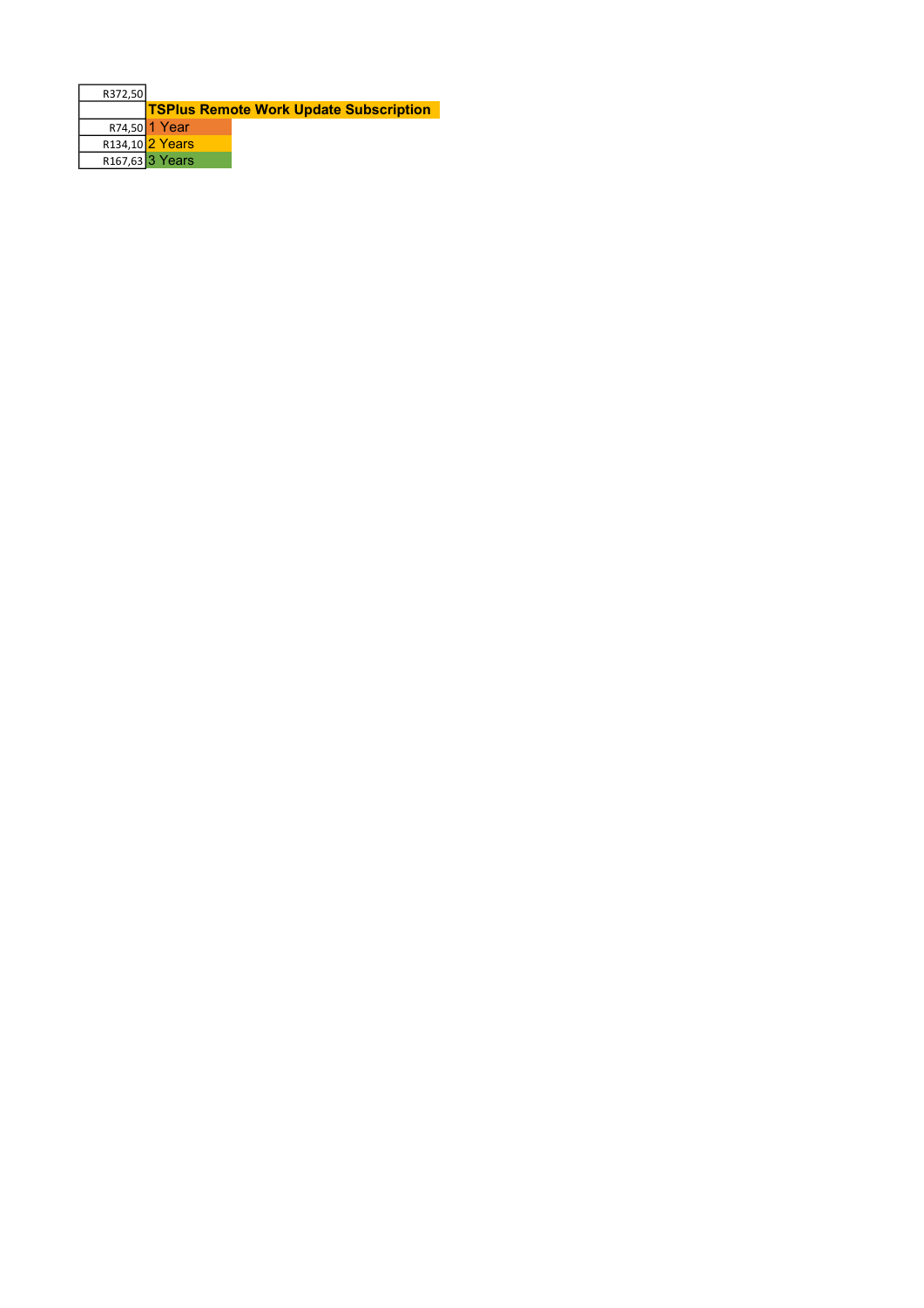| | |
|---|---|
| R372,50 | |
| | **TSPlus Remote Work Update Subscription** |
| R74,50 | 1 Year |
| R134,10 | 2 Years |
| R167,63 | 3 Years |